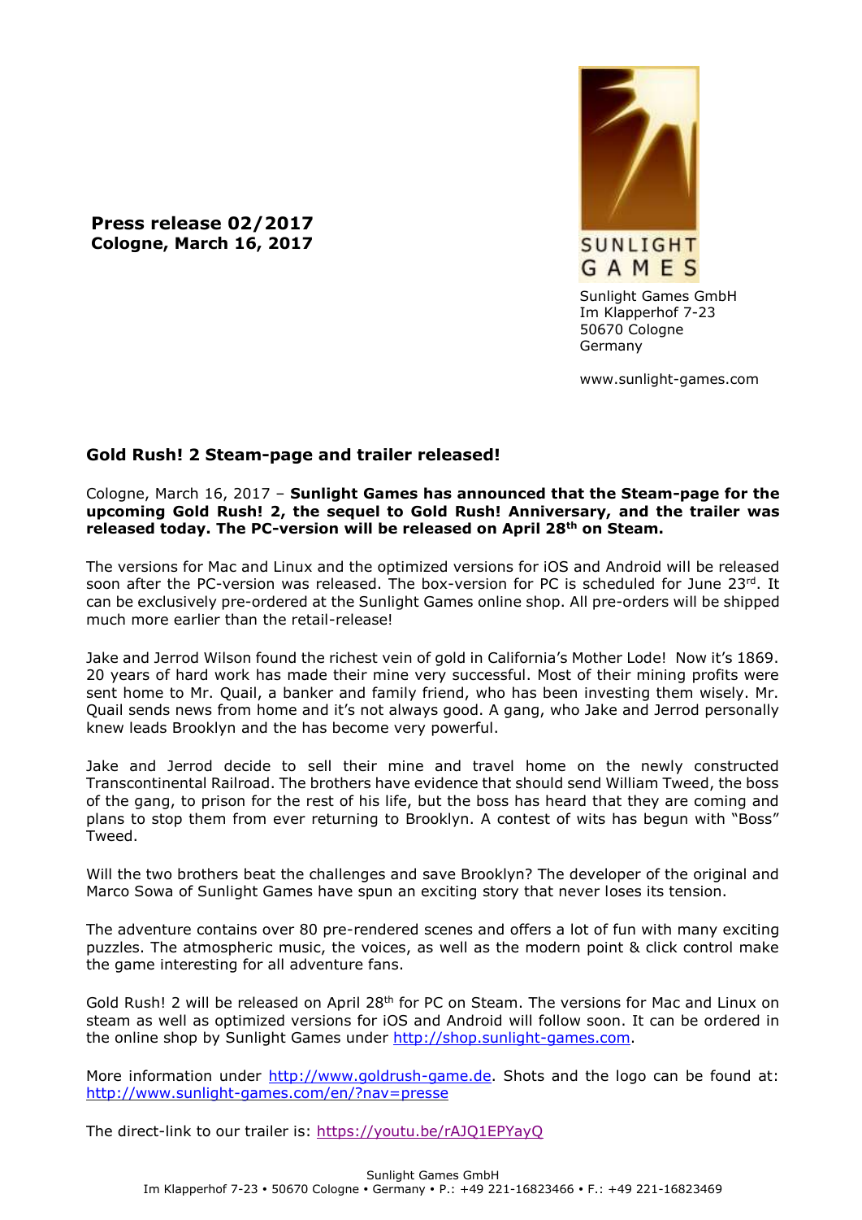**Press release 02/2017**
**Cologne, March 16, 2017**

SUNLIGHT GAMES

Sunlight Games GmbH
Im Klapperhof 7-23
50670 Cologne
Germany

www.sunlight-games.com

## Gold Rush! 2 Steam-page and trailer released!

Cologne, March 16, 2017 – **Sunlight Games has announced that the Steam-page for the upcoming Gold Rush! 2, the sequel to Gold Rush! Anniversary, and the trailer was released today. The PC-version will be released on April 28th on Steam.**

The versions for Mac and Linux and the optimized versions for iOS and Android will be released soon after the PC-version was released. The box-version for PC is scheduled for June 23rd. It can be exclusively pre-ordered at the Sunlight Games online shop. All pre-orders will be shipped much more earlier than the retail-release!

Jake and Jerrod Wilson found the richest vein of gold in California's Mother Lode! Now it's 1869. 20 years of hard work has made their mine very successful. Most of their mining profits were sent home to Mr. Quail, a banker and family friend, who has been investing them wisely. Mr. Quail sends news from home and it's not always good. A gang, who Jake and Jerrod personally knew leads Brooklyn and the has become very powerful.

Jake and Jerrod decide to sell their mine and travel home on the newly constructed Transcontinental Railroad. The brothers have evidence that should send William Tweed, the boss of the gang, to prison for the rest of his life, but the boss has heard that they are coming and plans to stop them from ever returning to Brooklyn. A contest of wits has begun with "Boss" Tweed.

Will the two brothers beat the challenges and save Brooklyn? The developer of the original and Marco Sowa of Sunlight Games have spun an exciting story that never loses its tension.

The adventure contains over 80 pre-rendered scenes and offers a lot of fun with many exciting puzzles. The atmospheric music, the voices, as well as the modern point & click control make the game interesting for all adventure fans.

Gold Rush! 2 will be released on April 28th for PC on Steam. The versions for Mac and Linux on steam as well as optimized versions for iOS and Android will follow soon. It can be ordered in the online shop by Sunlight Games under http://shop.sunlight-games.com.

More information under http://www.goldrush-game.de. Shots and the logo can be found at: http://www.sunlight-games.com/en/?nav=presse

The direct-link to our trailer is: https://youtu.be/rAJQ1EPYayQ

Sunlight Games GmbH
Im Klapperhof 7-23 • 50670 Cologne • Germany • P.: +49 221-16823466 • F.: +49 221-16823469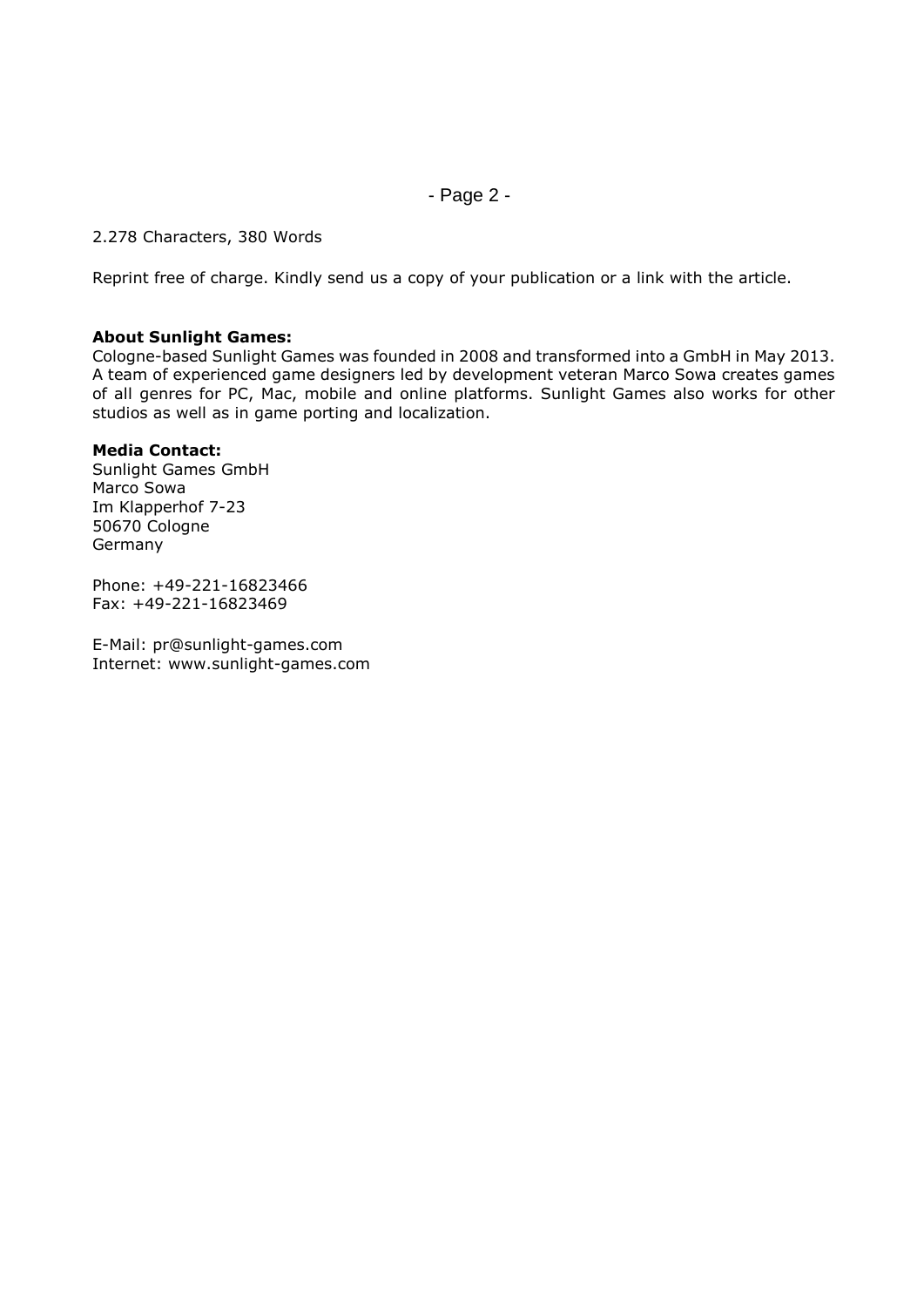2.278 Characters, 380 Words

Reprint free of charge. Kindly send us a copy of your publication or a link with the article.

**About Sunlight Games:**
Cologne-based Sunlight Games was founded in 2008 and transformed into a GmbH in May 2013. A team of experienced game designers led by development veteran Marco Sowa creates games of all genres for PC, Mac, mobile and online platforms. Sunlight Games also works for other studios as well as in game porting and localization.

**Media Contact:**
Sunlight Games GmbH
Marco Sowa
Im Klapperhof 7-23
50670 Cologne
Germany

Phone: +49-221-16823466
Fax: +49-221-16823469

E-Mail: pr@sunlight-games.com
Internet: www.sunlight-games.com